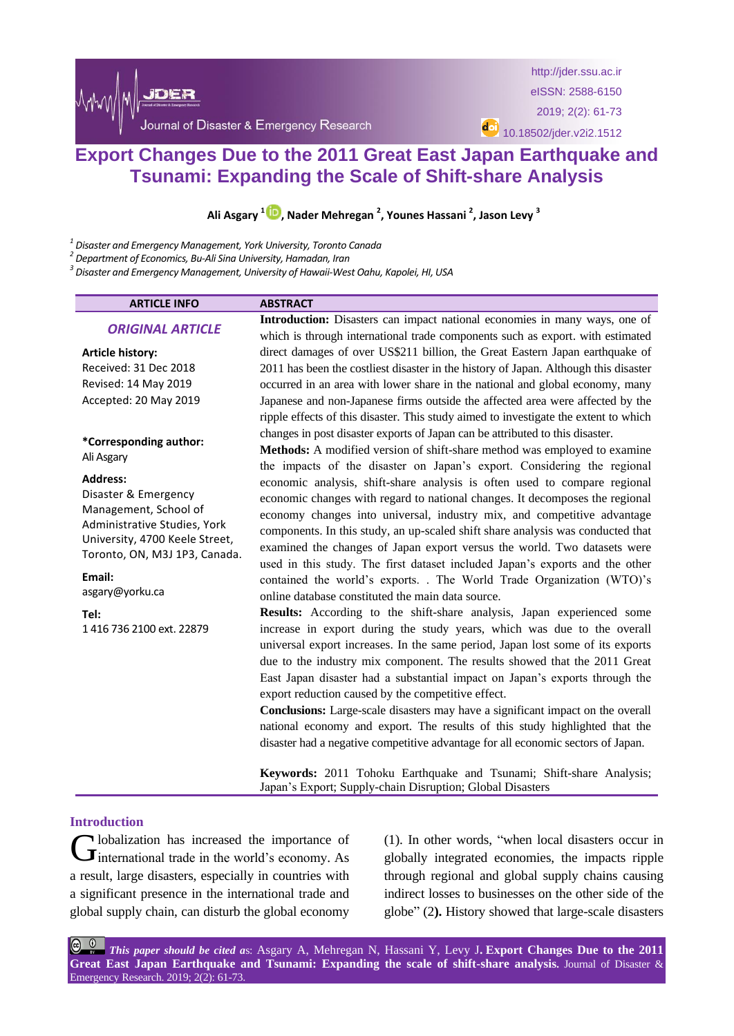# Export Changes Due to the 2011 Great East Japan Earthquake and Tsunami: Expanding the Scale of Shift-share Analysis

**Ali Asgary [1], Nader Mehregan [2], Younes Hassani [2], Jason Levy [3]**

[1] *Disaster and Emergency Management, York University, Toronto Canada*
[2] *Department of Economics, Bu-Ali Sina University, Hamadan, Iran*
[3] *Disaster and Emergency Management, University of Hawaii-West Oahu, Kapolei, HI, USA*

## ARTICLE INFO

***ORIGINAL ARTICLE***

**Article history:**
Received: 31 Dec 2018
Revised: 14 May 2019
Accepted: 20 May 2019

**\*Corresponding author:**
Ali Asgary

**Address:**
Disaster & Emergency Management, School of Administrative Studies, York University, 4700 Keele Street, Toronto, ON, M3J 1P3, Canada.

**Email:**
asgary@yorku.ca

**Tel:**
1 416 736 2100 ext. 22879

## ABSTRACT

**Introduction:** Disasters can impact national economies in many ways, one of which is through international trade components such as export. with estimated direct damages of over US$211 billion, the Great Eastern Japan earthquake of 2011 has been the costliest disaster in the history of Japan. Although this disaster occurred in an area with lower share in the national and global economy, many Japanese and non-Japanese firms outside the affected area were affected by the ripple effects of this disaster. This study aimed to investigate the extent to which changes in post disaster exports of Japan can be attributed to this disaster.

**Methods:** A modified version of shift-share method was employed to examine the impacts of the disaster on Japan's export. Considering the regional economic analysis, shift-share analysis is often used to compare regional economic changes with regard to national changes. It decomposes the regional economy changes into universal, industry mix, and competitive advantage components. In this study, an up-scaled shift share analysis was conducted that examined the changes of Japan export versus the world. Two datasets were used in this study. The first dataset included Japan's exports and the other contained the world's exports. . The World Trade Organization (WTO)'s online database constituted the main data source.

**Results:** According to the shift-share analysis, Japan experienced some increase in export during the study years, which was due to the overall universal export increases. In the same period, Japan lost some of its exports due to the industry mix component. The results showed that the 2011 Great East Japan disaster had a substantial impact on Japan's exports through the export reduction caused by the competitive effect.

**Conclusions:** Large-scale disasters may have a significant impact on the overall national economy and export. The results of this study highlighted that the disaster had a negative competitive advantage for all economic sectors of Japan.

**Keywords:** 2011 Tohoku Earthquake and Tsunami; Shift-share Analysis; Japan's Export; Supply-chain Disruption; Global Disasters

## Introduction

Globalization has increased the importance of international trade in the world's economy. As a result, large disasters, especially in countries with a significant presence in the international trade and global supply chain, can disturb the global economy (1). In other words, "when local disasters occur in globally integrated economies, the impacts ripple through regional and global supply chains causing indirect losses to businesses on the other side of the globe" (2**).** History showed that large-scale disasters

***This paper should be cited as**: Asgary A, Mehregan N, Hassani Y, Levy J.* **Export Changes Due to the 2011 Great East Japan Earthquake and Tsunami: Expanding the scale of shift-share analysis.** Journal of Disaster & Emergency Research. 2019; 2(2): 61-73.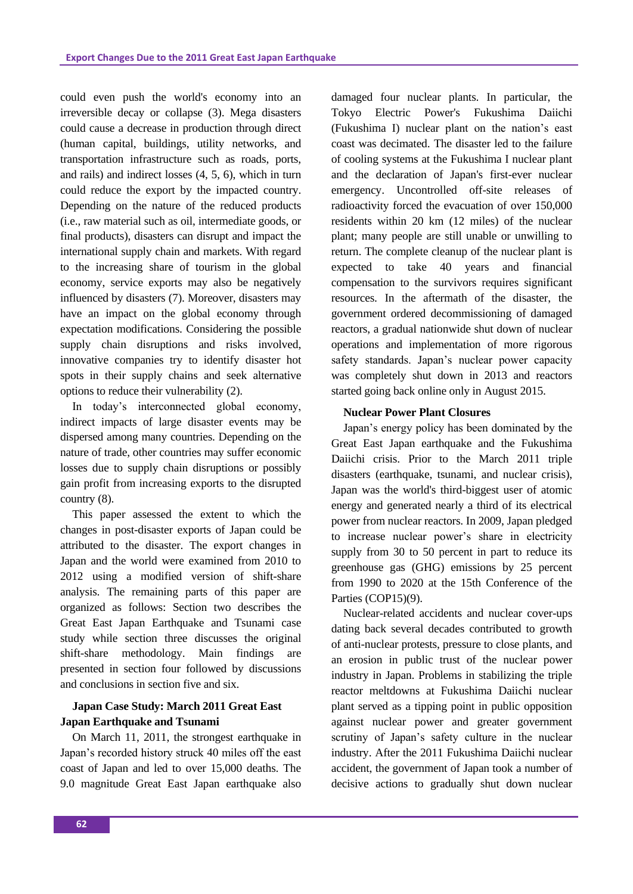could even push the world's economy into an irreversible decay or collapse (3). Mega disasters could cause a decrease in production through direct (human capital, buildings, utility networks, and transportation infrastructure such as roads, ports, and rails) and indirect losses (4, 5, 6), which in turn could reduce the export by the impacted country. Depending on the nature of the reduced products (i.e., raw material such as oil, intermediate goods, or final products), disasters can disrupt and impact the international supply chain and markets. With regard to the increasing share of tourism in the global economy, service exports may also be negatively influenced by disasters (7). Moreover, disasters may have an impact on the global economy through expectation modifications. Considering the possible supply chain disruptions and risks involved, innovative companies try to identify disaster hot spots in their supply chains and seek alternative options to reduce their vulnerability (2).

In today's interconnected global economy, indirect impacts of large disaster events may be dispersed among many countries. Depending on the nature of trade, other countries may suffer economic losses due to supply chain disruptions or possibly gain profit from increasing exports to the disrupted country (8).

This paper assessed the extent to which the changes in post-disaster exports of Japan could be attributed to the disaster. The export changes in Japan and the world were examined from 2010 to 2012 using a modified version of shift-share analysis. The remaining parts of this paper are organized as follows: Section two describes the Great East Japan Earthquake and Tsunami case study while section three discusses the original shift-share methodology. Main findings are presented in section four followed by discussions and conclusions in section five and six.

## Japan Case Study: March 2011 Great East Japan Earthquake and Tsunami

On March 11, 2011, the strongest earthquake in Japan's recorded history struck 40 miles off the east coast of Japan and led to over 15,000 deaths. The 9.0 magnitude Great East Japan earthquake also damaged four nuclear plants. In particular, the Tokyo Electric Power's Fukushima Daiichi (Fukushima I) nuclear plant on the nation's east coast was decimated. The disaster led to the failure of cooling systems at the Fukushima I nuclear plant and the declaration of Japan's first-ever nuclear emergency. Uncontrolled off-site releases of radioactivity forced the evacuation of over 150,000 residents within 20 km (12 miles) of the nuclear plant; many people are still unable or unwilling to return. The complete cleanup of the nuclear plant is expected to take 40 years and financial compensation to the survivors requires significant resources. In the aftermath of the disaster, the government ordered decommissioning of damaged reactors, a gradual nationwide shut down of nuclear operations and implementation of more rigorous safety standards. Japan's nuclear power capacity was completely shut down in 2013 and reactors started going back online only in August 2015.

### Nuclear Power Plant Closures

Japan's energy policy has been dominated by the Great East Japan earthquake and the Fukushima Daiichi crisis. Prior to the March 2011 triple disasters (earthquake, tsunami, and nuclear crisis), Japan was the world's third-biggest user of atomic energy and generated nearly a third of its electrical power from nuclear reactors. In 2009, Japan pledged to increase nuclear power's share in electricity supply from 30 to 50 percent in part to reduce its greenhouse gas (GHG) emissions by 25 percent from 1990 to 2020 at the 15th Conference of the Parties (COP15)(9).

Nuclear-related accidents and nuclear cover-ups dating back several decades contributed to growth of anti-nuclear protests, pressure to close plants, and an erosion in public trust of the nuclear power industry in Japan. Problems in stabilizing the triple reactor meltdowns at Fukushima Daiichi nuclear plant served as a tipping point in public opposition against nuclear power and greater government scrutiny of Japan's safety culture in the nuclear industry. After the 2011 Fukushima Daiichi nuclear accident, the government of Japan took a number of decisive actions to gradually shut down nuclear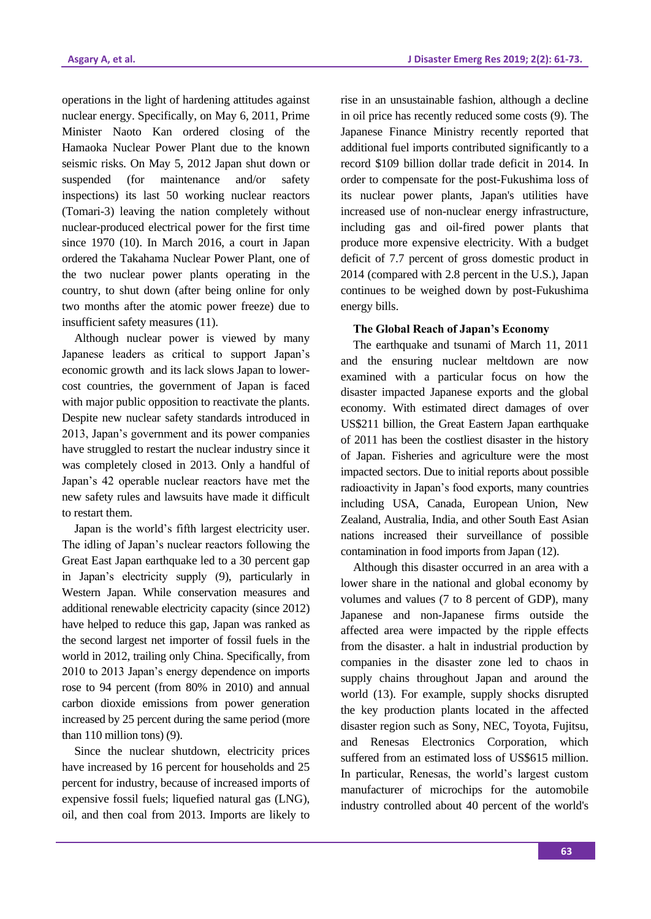operations in the light of hardening attitudes against nuclear energy. Specifically, on May 6, 2011, Prime Minister Naoto Kan ordered closing of the Hamaoka Nuclear Power Plant due to the known seismic risks. On May 5, 2012 Japan shut down or suspended (for maintenance and/or safety inspections) its last 50 working nuclear reactors (Tomari-3) leaving the nation completely without nuclear-produced electrical power for the first time since 1970 (10). In March 2016, a court in Japan ordered the Takahama Nuclear Power Plant, one of the two nuclear power plants operating in the country, to shut down (after being online for only two months after the atomic power freeze) due to insufficient safety measures (11).

Although nuclear power is viewed by many Japanese leaders as critical to support Japan's economic growth and its lack slows Japan to lower-cost countries, the government of Japan is faced with major public opposition to reactivate the plants. Despite new nuclear safety standards introduced in 2013, Japan's government and its power companies have struggled to restart the nuclear industry since it was completely closed in 2013. Only a handful of Japan's 42 operable nuclear reactors have met the new safety rules and lawsuits have made it difficult to restart them.

Japan is the world's fifth largest electricity user. The idling of Japan's nuclear reactors following the Great East Japan earthquake led to a 30 percent gap in Japan's electricity supply (9), particularly in Western Japan. While conservation measures and additional renewable electricity capacity (since 2012) have helped to reduce this gap, Japan was ranked as the second largest net importer of fossil fuels in the world in 2012, trailing only China. Specifically, from 2010 to 2013 Japan's energy dependence on imports rose to 94 percent (from 80% in 2010) and annual carbon dioxide emissions from power generation increased by 25 percent during the same period (more than 110 million tons) (9).

Since the nuclear shutdown, electricity prices have increased by 16 percent for households and 25 percent for industry, because of increased imports of expensive fossil fuels; liquefied natural gas (LNG), oil, and then coal from 2013. Imports are likely to rise in an unsustainable fashion, although a decline in oil price has recently reduced some costs (9). The Japanese Finance Ministry recently reported that additional fuel imports contributed significantly to a record $109 billion dollar trade deficit in 2014. In order to compensate for the post-Fukushima loss of its nuclear power plants, Japan's utilities have increased use of non-nuclear energy infrastructure, including gas and oil-fired power plants that produce more expensive electricity. With a budget deficit of 7.7 percent of gross domestic product in 2014 (compared with 2.8 percent in the U.S.), Japan continues to be weighed down by post-Fukushima energy bills.

**The Global Reach of Japan's Economy**

The earthquake and tsunami of March 11, 2011 and the ensuring nuclear meltdown are now examined with a particular focus on how the disaster impacted Japanese exports and the global economy. With estimated direct damages of over US$211 billion, the Great Eastern Japan earthquake of 2011 has been the costliest disaster in the history of Japan. Fisheries and agriculture were the most impacted sectors. Due to initial reports about possible radioactivity in Japan's food exports, many countries including USA, Canada, European Union, New Zealand, Australia, India, and other South East Asian nations increased their surveillance of possible contamination in food imports from Japan (12).

Although this disaster occurred in an area with a lower share in the national and global economy by volumes and values (7 to 8 percent of GDP), many Japanese and non-Japanese firms outside the affected area were impacted by the ripple effects from the disaster. a halt in industrial production by companies in the disaster zone led to chaos in supply chains throughout Japan and around the world (13). For example, supply shocks disrupted the key production plants located in the affected disaster region such as Sony, NEC, Toyota, Fujitsu, and Renesas Electronics Corporation, which suffered from an estimated loss of US$615 million. In particular, Renesas, the world's largest custom manufacturer of microchips for the automobile industry controlled about 40 percent of the world's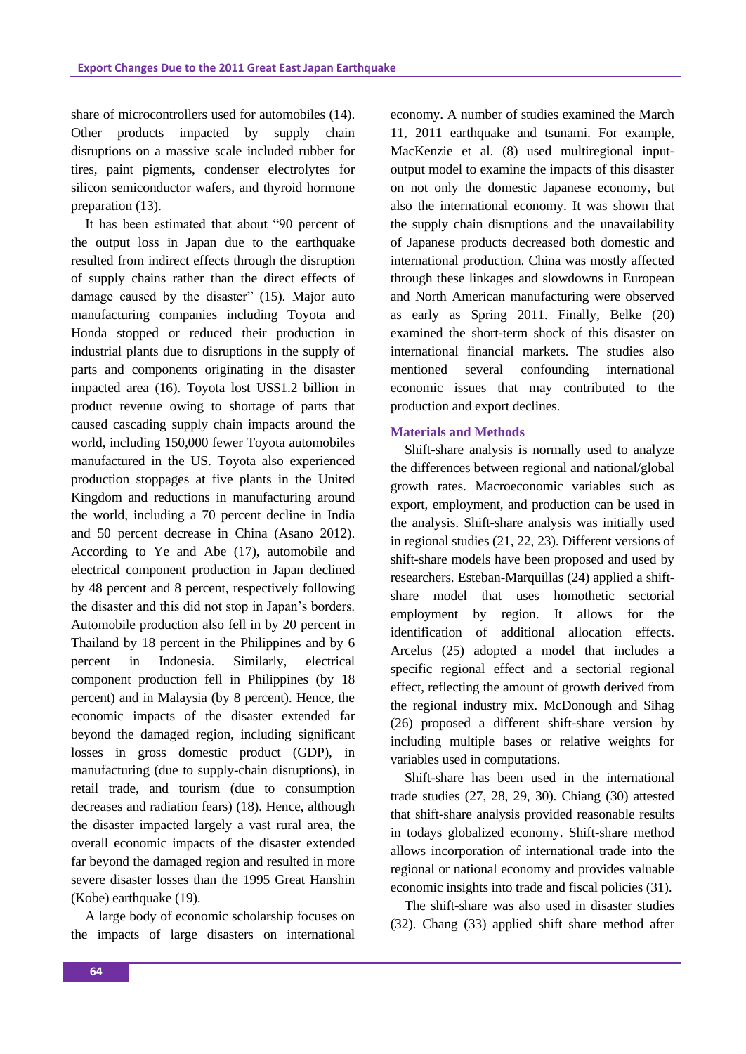share of microcontrollers used for automobiles (14). Other products impacted by supply chain disruptions on a massive scale included rubber for tires, paint pigments, condenser electrolytes for silicon semiconductor wafers, and thyroid hormone preparation (13).

It has been estimated that about "90 percent of the output loss in Japan due to the earthquake resulted from indirect effects through the disruption of supply chains rather than the direct effects of damage caused by the disaster" (15). Major auto manufacturing companies including Toyota and Honda stopped or reduced their production in industrial plants due to disruptions in the supply of parts and components originating in the disaster impacted area (16). Toyota lost US$1.2 billion in product revenue owing to shortage of parts that caused cascading supply chain impacts around the world, including 150,000 fewer Toyota automobiles manufactured in the US. Toyota also experienced production stoppages at five plants in the United Kingdom and reductions in manufacturing around the world, including a 70 percent decline in India and 50 percent decrease in China (Asano 2012). According to Ye and Abe (17), automobile and electrical component production in Japan declined by 48 percent and 8 percent, respectively following the disaster and this did not stop in Japan's borders. Automobile production also fell in by 20 percent in Thailand by 18 percent in the Philippines and by 6 percent in Indonesia. Similarly, electrical component production fell in Philippines (by 18 percent) and in Malaysia (by 8 percent). Hence, the economic impacts of the disaster extended far beyond the damaged region, including significant losses in gross domestic product (GDP), in manufacturing (due to supply-chain disruptions), in retail trade, and tourism (due to consumption decreases and radiation fears) (18). Hence, although the disaster impacted largely a vast rural area, the overall economic impacts of the disaster extended far beyond the damaged region and resulted in more severe disaster losses than the 1995 Great Hanshin (Kobe) earthquake (19).

A large body of economic scholarship focuses on the impacts of large disasters on international economy. A number of studies examined the March 11, 2011 earthquake and tsunami. For example, MacKenzie et al. (8) used multiregional input-output model to examine the impacts of this disaster on not only the domestic Japanese economy, but also the international economy. It was shown that the supply chain disruptions and the unavailability of Japanese products decreased both domestic and international production. China was mostly affected through these linkages and slowdowns in European and North American manufacturing were observed as early as Spring 2011. Finally, Belke (20) examined the short-term shock of this disaster on international financial markets. The studies also mentioned several confounding international economic issues that may contributed to the production and export declines.

## Materials and Methods

Shift-share analysis is normally used to analyze the differences between regional and national/global growth rates. Macroeconomic variables such as export, employment, and production can be used in the analysis. Shift-share analysis was initially used in regional studies (21, 22, 23). Different versions of shift-share models have been proposed and used by researchers. Esteban-Marquillas (24) applied a shift-share model that uses homothetic sectorial employment by region. It allows for the identification of additional allocation effects. Arcelus (25) adopted a model that includes a specific regional effect and a sectorial regional effect, reflecting the amount of growth derived from the regional industry mix. McDonough and Sihag (26) proposed a different shift-share version by including multiple bases or relative weights for variables used in computations.

Shift-share has been used in the international trade studies (27, 28, 29, 30). Chiang (30) attested that shift-share analysis provided reasonable results in todays globalized economy. Shift-share method allows incorporation of international trade into the regional or national economy and provides valuable economic insights into trade and fiscal policies (31).

The shift-share was also used in disaster studies (32). Chang (33) applied shift share method after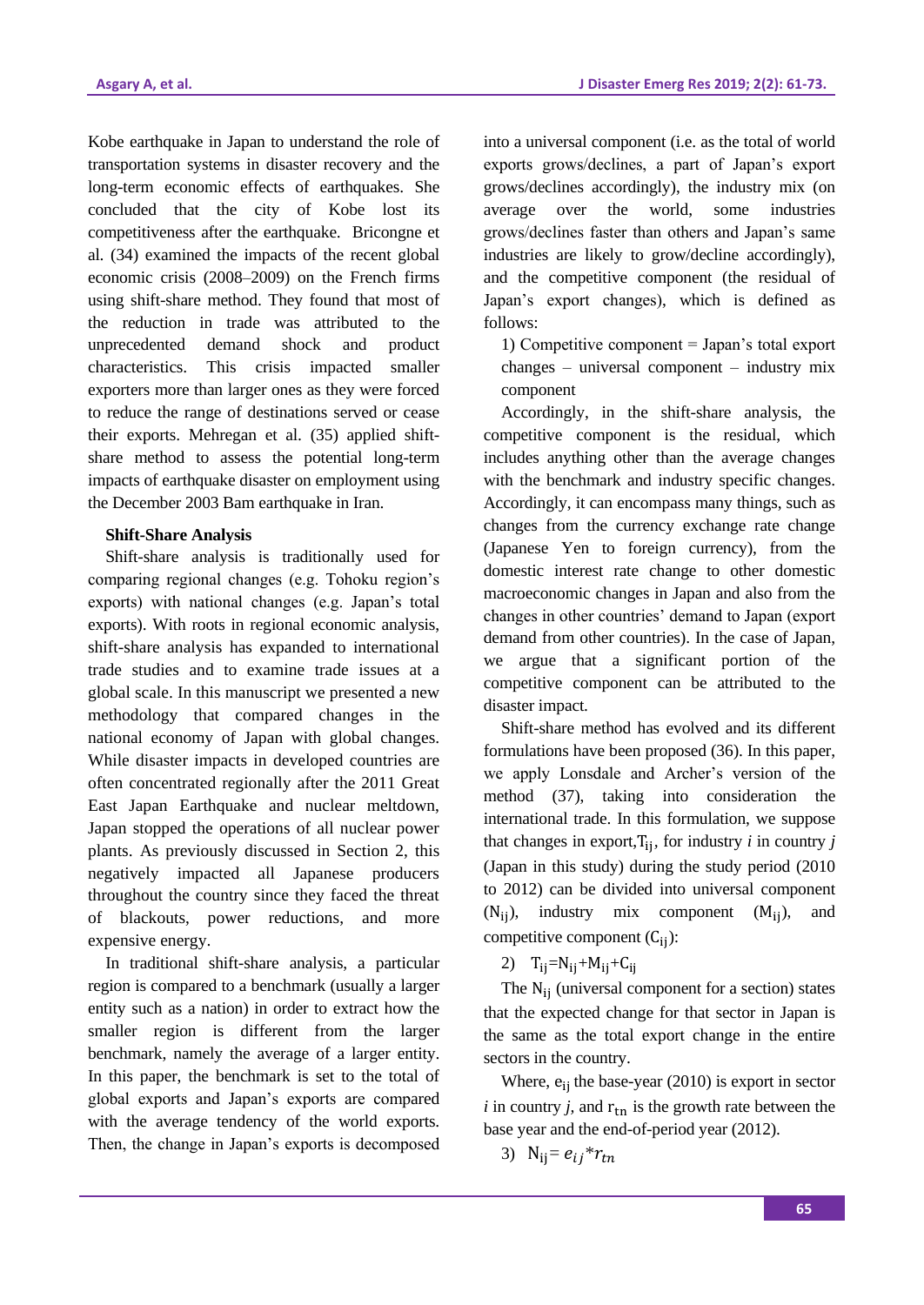Kobe earthquake in Japan to understand the role of transportation systems in disaster recovery and the long-term economic effects of earthquakes. She concluded that the city of Kobe lost its competitiveness after the earthquake. Bricongne et al. (34) examined the impacts of the recent global economic crisis (2008–2009) on the French firms using shift-share method. They found that most of the reduction in trade was attributed to the unprecedented demand shock and product characteristics. This crisis impacted smaller exporters more than larger ones as they were forced to reduce the range of destinations served or cease their exports. Mehregan et al. (35) applied shift-share method to assess the potential long-term impacts of earthquake disaster on employment using the December 2003 Bam earthquake in Iran.

**Shift-Share Analysis**

Shift-share analysis is traditionally used for comparing regional changes (e.g. Tohoku region's exports) with national changes (e.g. Japan's total exports). With roots in regional economic analysis, shift-share analysis has expanded to international trade studies and to examine trade issues at a global scale. In this manuscript we presented a new methodology that compared changes in the national economy of Japan with global changes. While disaster impacts in developed countries are often concentrated regionally after the 2011 Great East Japan Earthquake and nuclear meltdown, Japan stopped the operations of all nuclear power plants. As previously discussed in Section 2, this negatively impacted all Japanese producers throughout the country since they faced the threat of blackouts, power reductions, and more expensive energy.

In traditional shift-share analysis, a particular region is compared to a benchmark (usually a larger entity such as a nation) in order to extract how the smaller region is different from the larger benchmark, namely the average of a larger entity. In this paper, the benchmark is set to the total of global exports and Japan's exports are compared with the average tendency of the world exports. Then, the change in Japan's exports is decomposed into a universal component (i.e. as the total of world exports grows/declines, a part of Japan's export grows/declines accordingly), the industry mix (on average over the world, some industries grows/declines faster than others and Japan's same industries are likely to grow/decline accordingly), and the competitive component (the residual of Japan's export changes), which is defined as follows:

1) Competitive component = Japan's total export changes – universal component – industry mix component

Accordingly, in the shift-share analysis, the competitive component is the residual, which includes anything other than the average changes with the benchmark and industry specific changes. Accordingly, it can encompass many things, such as changes from the currency exchange rate change (Japanese Yen to foreign currency), from the domestic interest rate change to other domestic macroeconomic changes in Japan and also from the changes in other countries' demand to Japan (export demand from other countries). In the case of Japan, we argue that a significant portion of the competitive component can be attributed to the disaster impact.

Shift-share method has evolved and its different formulations have been proposed (36). In this paper, we apply Lonsdale and Archer's version of the method (37), taking into consideration the international trade. In this formulation, we suppose that changes in export, $T_{ij}$, for industry *i* in country *j* (Japan in this study) during the study period (2010 to 2012) can be divided into universal component ($N_{ij}$), industry mix component ($M_{ij}$), and competitive component ($C_{ij}$):

2) $T_{ij} = N_{ij} + M_{ij} + C_{ij}$

The $N_{ij}$ (universal component for a section) states that the expected change for that sector in Japan is the same as the total export change in the entire sectors in the country.

Where, $e_{ij}$ the base-year (2010) is export in sector *i* in country *j*, and $r_{tn}$ is the growth rate between the base year and the end-of-period year (2012).

3) $N_{ij} = e_{ij} * r_{tn}$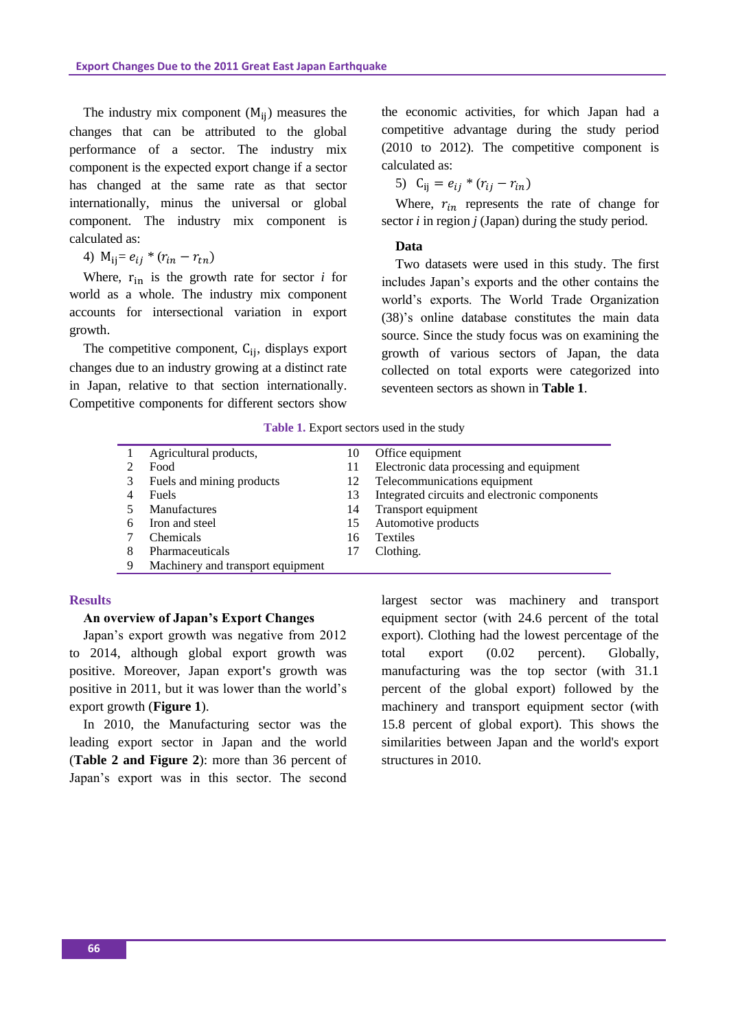The industry mix component ($M_{ij}$) measures the changes that can be attributed to the global performance of a sector. The industry mix component is the expected export change if a sector has changed at the same rate as that sector internationally, minus the universal or global component. The industry mix component is calculated as:

4) $M_{ij} = e_{ij} * (r_{in} - r_{tn})$

Where, $r_{in}$ is the growth rate for sector *i* for world as a whole. The industry mix component accounts for intersectional variation in export growth.

The competitive component, $C_{ij}$, displays export changes due to an industry growing at a distinct rate in Japan, relative to that section internationally. Competitive components for different sectors show the economic activities, for which Japan had a competitive advantage during the study period (2010 to 2012). The competitive component is calculated as:

5) $C_{ij} = e_{ij} * (r_{ij} - r_{in})$

Where, $r_{in}$ represents the rate of change for sector *i* in region *j* (Japan) during the study period.

### Data

Two datasets were used in this study. The first includes Japan's exports and the other contains the world's exports. The World Trade Organization (38)'s online database constitutes the main data source. Since the study focus was on examining the growth of various sectors of Japan, the data collected on total exports were categorized into seventeen sectors as shown in **Table 1**.

**Table 1.** Export sectors used in the study

| | | | |
|---|---|---|---|
| 1 | Agricultural products, | 10 | Office equipment |
| 2 | Food | 11 | Electronic data processing and equipment |
| 3 | Fuels and mining products | 12 | Telecommunications equipment |
| 4 | Fuels | 13 | Integrated circuits and electronic components |
| 5 | Manufactures | 14 | Transport equipment |
| 6 | Iron and steel | 15 | Automotive products |
| 7 | Chemicals | 16 | Textiles |
| 8 | Pharmaceuticals | 17 | Clothing. |
| 9 | Machinery and transport equipment | | |

## Results

### An overview of Japan's Export Changes

Japan's export growth was negative from 2012 to 2014, although global export growth was positive. Moreover, Japan export's growth was positive in 2011, but it was lower than the world's export growth (**Figure 1**).

In 2010, the Manufacturing sector was the leading export sector in Japan and the world (**Table 2 and Figure 2**): more than 36 percent of Japan's export was in this sector. The second largest sector was machinery and transport equipment sector (with 24.6 percent of the total export). Clothing had the lowest percentage of the total export (0.02 percent). Globally, manufacturing was the top sector (with 31.1 percent of the global export) followed by the machinery and transport equipment sector (with 15.8 percent of global export). This shows the similarities between Japan and the world's export structures in 2010.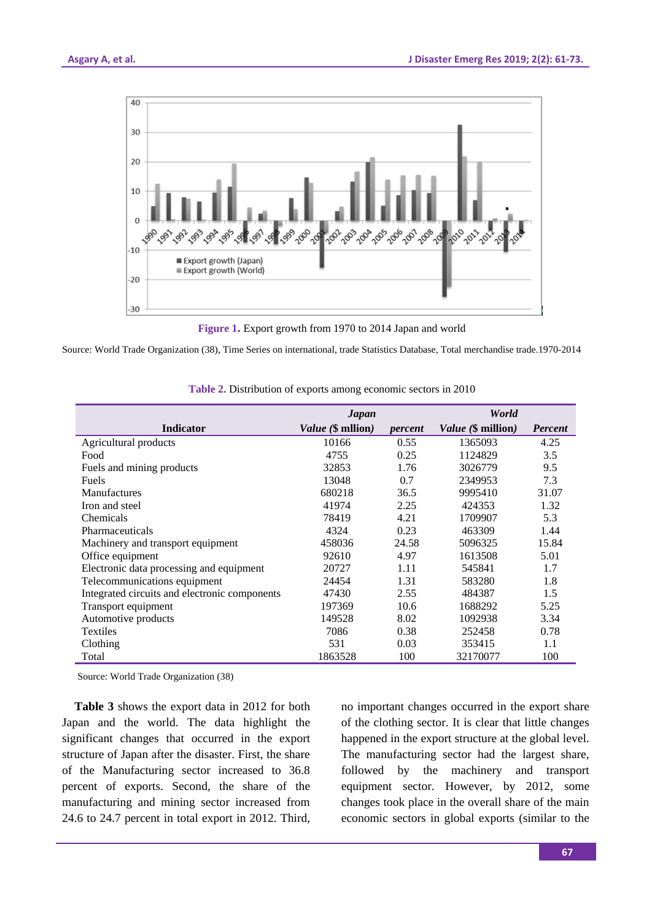40
30
20
10
0
-10
-20
-30

1990 1991 1992 1993 1994 1995 1996 1997 1998 1999 2000 2001 2002 2003 2004 2005 2006 2007 2008 2009 2010 2011 2012 2013 2014

■ Export growth (Japan)
■ Export growth (World)

**Figure 1.** Export growth from 1970 to 2014 Japan and world

Source: World Trade Organization (38), Time Series on international, trade Statistics Database, Total merchandise trade.1970-2014

**Table 2.** Distribution of exports among economic sectors in 2010

| Indicator | *Japan* | | *World* | |
|---|---|---|---|---|
| | *Value ($ mllion)* | *percent* | *Value ($ million)* | *Percent* |
| Agricultural products | 10166 | 0.55 | 1365093 | 4.25 |
| Food | 4755 | 0.25 | 1124829 | 3.5 |
| Fuels and mining products | 32853 | 1.76 | 3026779 | 9.5 |
| Fuels | 13048 | 0.7 | 2349953 | 7.3 |
| Manufactures | 680218 | 36.5 | 9995410 | 31.07 |
| Iron and steel | 41974 | 2.25 | 424353 | 1.32 |
| Chemicals | 78419 | 4.21 | 1709907 | 5.3 |
| Pharmaceuticals | 4324 | 0.23 | 463309 | 1.44 |
| Machinery and transport equipment | 458036 | 24.58 | 5096325 | 15.84 |
| Office equipment | 92610 | 4.97 | 1613508 | 5.01 |
| Electronic data processing and equipment | 20727 | 1.11 | 545841 | 1.7 |
| Telecommunications equipment | 24454 | 1.31 | 583280 | 1.8 |
| Integrated circuits and electronic components | 47430 | 2.55 | 484387 | 1.5 |
| Transport equipment | 197369 | 10.6 | 1688292 | 5.25 |
| Automotive products | 149528 | 8.02 | 1092938 | 3.34 |
| Textiles | 7086 | 0.38 | 252458 | 0.78 |
| Clothing | 531 | 0.03 | 353415 | 1.1 |
| Total | 1863528 | 100 | 32170077 | 100 |

Source: World Trade Organization (38)

**Table 3** shows the export data in 2012 for both Japan and the world. The data highlight the significant changes that occurred in the export structure of Japan after the disaster. First, the share of the Manufacturing sector increased to 36.8 percent of exports. Second, the share of the manufacturing and mining sector increased from 24.6 to 24.7 percent in total export in 2012. Third, no important changes occurred in the export share of the clothing sector. It is clear that little changes happened in the export structure at the global level. The manufacturing sector had the largest share, followed by the machinery and transport equipment sector. However, by 2012, some changes took place in the overall share of the main economic sectors in global exports (similar to the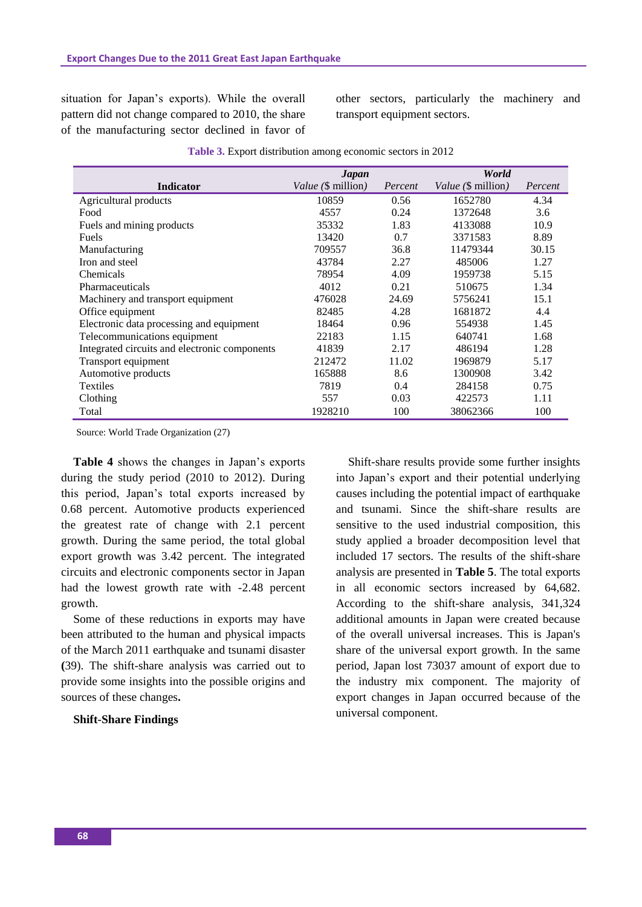situation for Japan's exports). While the overall pattern did not change compared to 2010, the share of the manufacturing sector declined in favor of other sectors, particularly the machinery and transport equipment sectors.

**Table 3.** Export distribution among economic sectors in 2012

| Indicator | *Japan* | | *World* | |
|---|---|---|---|---|
| | *Value ($ million)* | *Percent* | *Value ($ million)* | *Percent* |
| Agricultural products | 10859 | 0.56 | 1652780 | 4.34 |
| Food | 4557 | 0.24 | 1372648 | 3.6 |
| Fuels and mining products | 35332 | 1.83 | 4133088 | 10.9 |
| Fuels | 13420 | 0.7 | 3371583 | 8.89 |
| Manufacturing | 709557 | 36.8 | 11479344 | 30.15 |
| Iron and steel | 43784 | 2.27 | 485006 | 1.27 |
| Chemicals | 78954 | 4.09 | 1959738 | 5.15 |
| Pharmaceuticals | 4012 | 0.21 | 510675 | 1.34 |
| Machinery and transport equipment | 476028 | 24.69 | 5756241 | 15.1 |
| Office equipment | 82485 | 4.28 | 1681872 | 4.4 |
| Electronic data processing and equipment | 18464 | 0.96 | 554938 | 1.45 |
| Telecommunications equipment | 22183 | 1.15 | 640741 | 1.68 |
| Integrated circuits and electronic components | 41839 | 2.17 | 486194 | 1.28 |
| Transport equipment | 212472 | 11.02 | 1969879 | 5.17 |
| Automotive products | 165888 | 8.6 | 1300908 | 3.42 |
| Textiles | 7819 | 0.4 | 284158 | 0.75 |
| Clothing | 557 | 0.03 | 422573 | 1.11 |
| Total | 1928210 | 100 | 38062366 | 100 |

Source: World Trade Organization (27)

**Table 4** shows the changes in Japan's exports during the study period (2010 to 2012). During this period, Japan's total exports increased by 0.68 percent. Automotive products experienced the greatest rate of change with 2.1 percent growth. During the same period, the total global export growth was 3.42 percent. The integrated circuits and electronic components sector in Japan had the lowest growth rate with -2.48 percent growth.

Some of these reductions in exports may have been attributed to the human and physical impacts of the March 2011 earthquake and tsunami disaster **(**39). The shift-share analysis was carried out to provide some insights into the possible origins and sources of these changes**.**

**Shift-Share Findings**

Shift-share results provide some further insights into Japan's export and their potential underlying causes including the potential impact of earthquake and tsunami. Since the shift-share results are sensitive to the used industrial composition, this study applied a broader decomposition level that included 17 sectors. The results of the shift-share analysis are presented in **Table 5**. The total exports in all economic sectors increased by 64,682. According to the shift-share analysis, 341,324 additional amounts in Japan were created because of the overall universal increases. This is Japan's share of the universal export growth. In the same period, Japan lost 73037 amount of export due to the industry mix component. The majority of export changes in Japan occurred because of the universal component.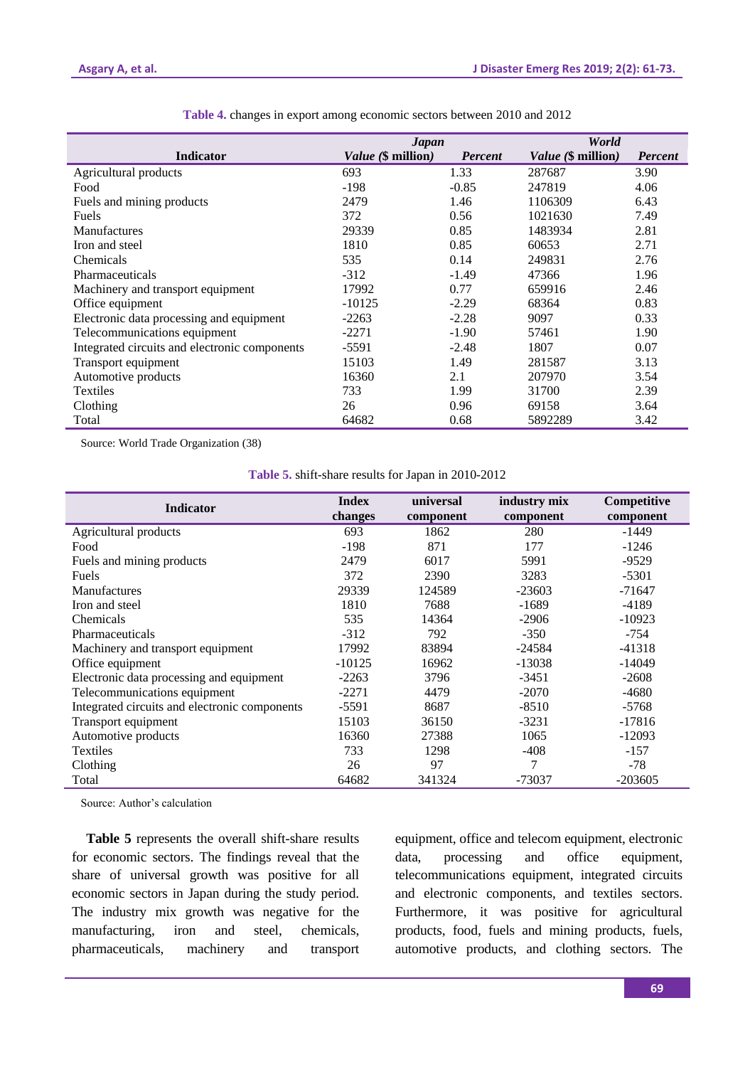**Table 4.** changes in export among economic sectors between 2010 and 2012

| Indicator | *Japan* | | *World* | |
|---|---|---|---|---|
| | *Value ($ million)* | *Percent* | *Value ($ million)* | *Percent* |
| Agricultural products | 693 | 1.33 | 287687 | 3.90 |
| Food | -198 | -0.85 | 247819 | 4.06 |
| Fuels and mining products | 2479 | 1.46 | 1106309 | 6.43 |
| Fuels | 372 | 0.56 | 1021630 | 7.49 |
| Manufactures | 29339 | 0.85 | 1483934 | 2.81 |
| Iron and steel | 1810 | 0.85 | 60653 | 2.71 |
| Chemicals | 535 | 0.14 | 249831 | 2.76 |
| Pharmaceuticals | -312 | -1.49 | 47366 | 1.96 |
| Machinery and transport equipment | 17992 | 0.77 | 659916 | 2.46 |
| Office equipment | -10125 | -2.29 | 68364 | 0.83 |
| Electronic data processing and equipment | -2263 | -2.28 | 9097 | 0.33 |
| Telecommunications equipment | -2271 | -1.90 | 57461 | 1.90 |
| Integrated circuits and electronic components | -5591 | -2.48 | 1807 | 0.07 |
| Transport equipment | 15103 | 1.49 | 281587 | 3.13 |
| Automotive products | 16360 | 2.1 | 207970 | 3.54 |
| Textiles | 733 | 1.99 | 31700 | 2.39 |
| Clothing | 26 | 0.96 | 69158 | 3.64 |
| Total | 64682 | 0.68 | 5892289 | 3.42 |

Source: World Trade Organization (38)

**Table 5.** shift-share results for Japan in 2010-2012

| Indicator | Index changes | universal component | industry mix component | Competitive component |
|---|---|---|---|---|
| Agricultural products | 693 | 1862 | 280 | -1449 |
| Food | -198 | 871 | 177 | -1246 |
| Fuels and mining products | 2479 | 6017 | 5991 | -9529 |
| Fuels | 372 | 2390 | 3283 | -5301 |
| Manufactures | 29339 | 124589 | -23603 | -71647 |
| Iron and steel | 1810 | 7688 | -1689 | -4189 |
| Chemicals | 535 | 14364 | -2906 | -10923 |
| Pharmaceuticals | -312 | 792 | -350 | -754 |
| Machinery and transport equipment | 17992 | 83894 | -24584 | -41318 |
| Office equipment | -10125 | 16962 | -13038 | -14049 |
| Electronic data processing and equipment | -2263 | 3796 | -3451 | -2608 |
| Telecommunications equipment | -2271 | 4479 | -2070 | -4680 |
| Integrated circuits and electronic components | -5591 | 8687 | -8510 | -5768 |
| Transport equipment | 15103 | 36150 | -3231 | -17816 |
| Automotive products | 16360 | 27388 | 1065 | -12093 |
| Textiles | 733 | 1298 | -408 | -157 |
| Clothing | 26 | 97 | 7 | -78 |
| Total | 64682 | 341324 | -73037 | -203605 |

Source: Author's calculation

**Table 5** represents the overall shift-share results for economic sectors. The findings reveal that the share of universal growth was positive for all economic sectors in Japan during the study period. The industry mix growth was negative for the manufacturing, iron and steel, chemicals, pharmaceuticals, machinery and transport equipment, office and telecom equipment, electronic data, processing and office equipment, telecommunications equipment, integrated circuits and electronic components, and textiles sectors. Furthermore, it was positive for agricultural products, food, fuels and mining products, fuels, automotive products, and clothing sectors. The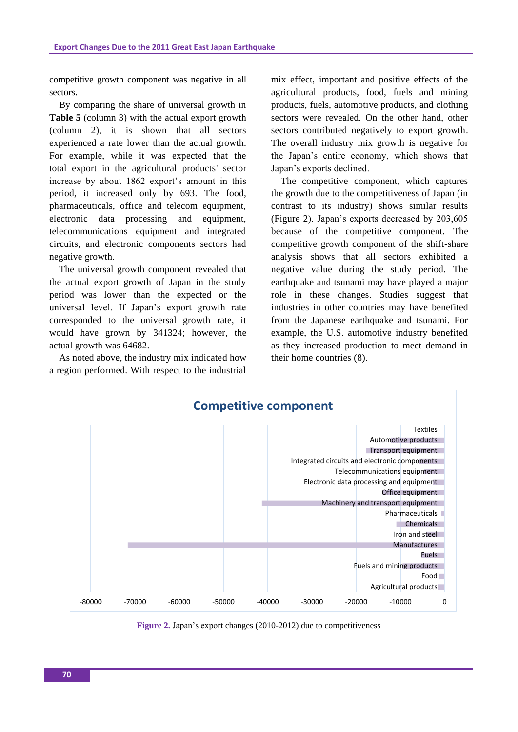competitive growth component was negative in all sectors.

By comparing the share of universal growth in **Table 5** (column 3) with the actual export growth (column 2), it is shown that all sectors experienced a rate lower than the actual growth. For example, while it was expected that the total export in the agricultural products' sector increase by about 1862 export's amount in this period, it increased only by 693. The food, pharmaceuticals, office and telecom equipment, electronic data processing and equipment, telecommunications equipment and integrated circuits, and electronic components sectors had negative growth.

The universal growth component revealed that the actual export growth of Japan in the study period was lower than the expected or the universal level. If Japan's export growth rate corresponded to the universal growth rate, it would have grown by 341324; however, the actual growth was 64682.

As noted above, the industry mix indicated how a region performed. With respect to the industrial mix effect, important and positive effects of the agricultural products, food, fuels and mining products, fuels, automotive products, and clothing sectors were revealed. On the other hand, other sectors contributed negatively to export growth. The overall industry mix growth is negative for the Japan's entire economy, which shows that Japan's exports declined.

The competitive component, which captures the growth due to the competitiveness of Japan (in contrast to its industry) shows similar results (Figure 2). Japan's exports decreased by 203,605 because of the competitive component. The competitive growth component of the shift-share analysis shows that all sectors exhibited a negative value during the study period. The earthquake and tsunami may have played a major role in these changes. Studies suggest that industries in other countries may have benefited from the Japanese earthquake and tsunami. For example, the U.S. automotive industry benefited as they increased production to meet demand in their home countries (8).

Competitive component

Textiles
Automotive products
Transport equipment
Integrated circuits and electronic components
Telecommunications equipment
Electronic data processing and equipment
Office equipment
Machinery and transport equipment
Pharmaceuticals
Chemicals
Iron and steel
Manufactures
Fuels
Fuels and mining products
Food
Agricultural products

-80000 -70000 -60000 -50000 -40000 -30000 -20000 -10000 0

**Figure 2.** Japan's export changes (2010-2012) due to competitiveness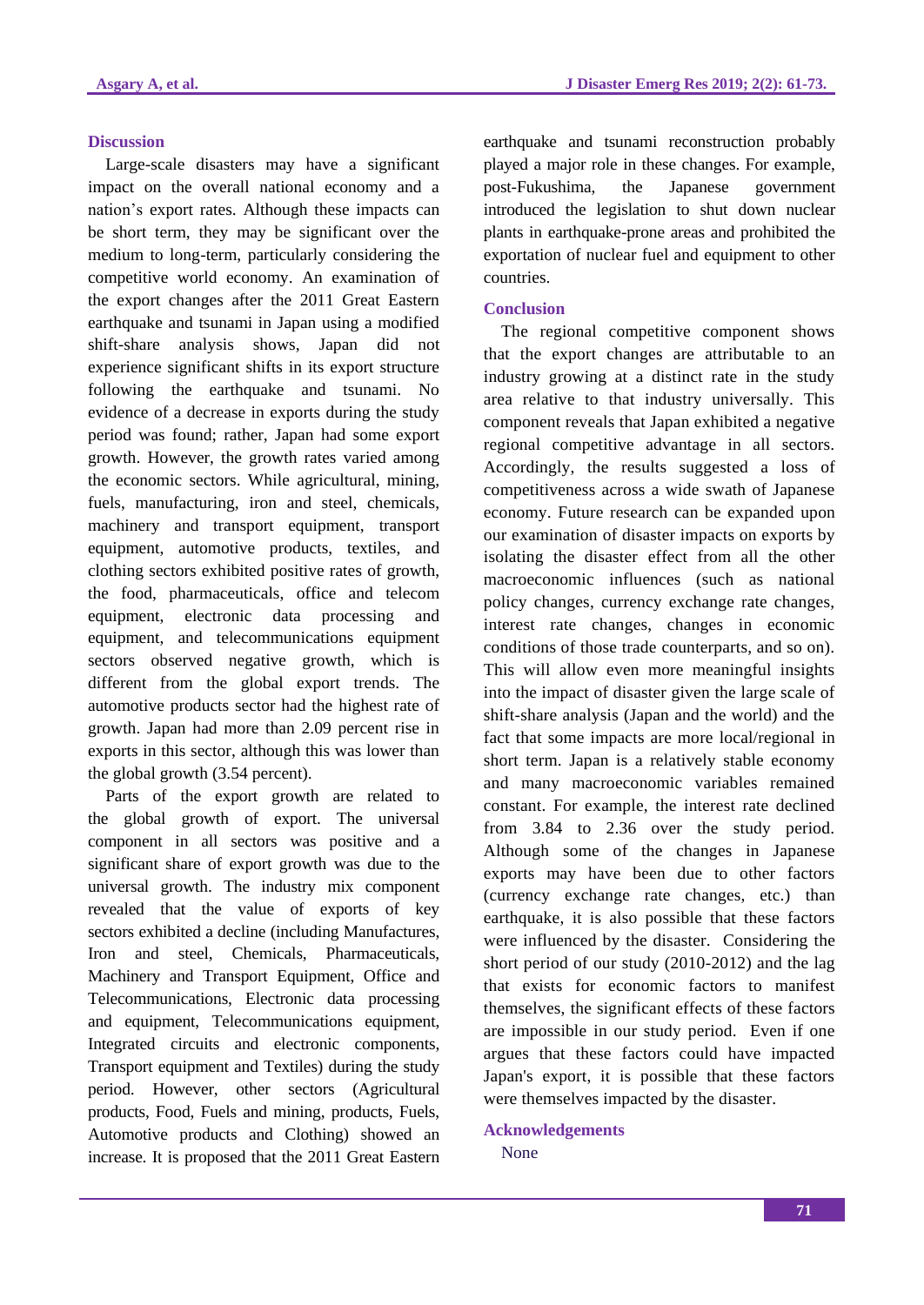## Discussion

Large-scale disasters may have a significant impact on the overall national economy and a nation's export rates. Although these impacts can be short term, they may be significant over the medium to long-term, particularly considering the competitive world economy. An examination of the export changes after the 2011 Great Eastern earthquake and tsunami in Japan using a modified shift-share analysis shows, Japan did not experience significant shifts in its export structure following the earthquake and tsunami. No evidence of a decrease in exports during the study period was found; rather, Japan had some export growth. However, the growth rates varied among the economic sectors. While agricultural, mining, fuels, manufacturing, iron and steel, chemicals, machinery and transport equipment, transport equipment, automotive products, textiles, and clothing sectors exhibited positive rates of growth, the food, pharmaceuticals, office and telecom equipment, electronic data processing and equipment, and telecommunications equipment sectors observed negative growth, which is different from the global export trends. The automotive products sector had the highest rate of growth. Japan had more than 2.09 percent rise in exports in this sector, although this was lower than the global growth (3.54 percent).

Parts of the export growth are related to the global growth of export. The universal component in all sectors was positive and a significant share of export growth was due to the universal growth. The industry mix component revealed that the value of exports of key sectors exhibited a decline (including Manufactures, Iron and steel, Chemicals, Pharmaceuticals, Machinery and Transport Equipment, Office and Telecommunications, Electronic data processing and equipment, Telecommunications equipment, Integrated circuits and electronic components, Transport equipment and Textiles) during the study period. However, other sectors (Agricultural products, Food, Fuels and mining, products, Fuels, Automotive products and Clothing) showed an increase. It is proposed that the 2011 Great Eastern earthquake and tsunami reconstruction probably played a major role in these changes. For example, post-Fukushima, the Japanese government introduced the legislation to shut down nuclear plants in earthquake-prone areas and prohibited the exportation of nuclear fuel and equipment to other countries.

## Conclusion

The regional competitive component shows that the export changes are attributable to an industry growing at a distinct rate in the study area relative to that industry universally. This component reveals that Japan exhibited a negative regional competitive advantage in all sectors. Accordingly, the results suggested a loss of competitiveness across a wide swath of Japanese economy. Future research can be expanded upon our examination of disaster impacts on exports by isolating the disaster effect from all the other macroeconomic influences (such as national policy changes, currency exchange rate changes, interest rate changes, changes in economic conditions of those trade counterparts, and so on). This will allow even more meaningful insights into the impact of disaster given the large scale of shift-share analysis (Japan and the world) and the fact that some impacts are more local/regional in short term. Japan is a relatively stable economy and many macroeconomic variables remained constant. For example, the interest rate declined from 3.84 to 2.36 over the study period. Although some of the changes in Japanese exports may have been due to other factors (currency exchange rate changes, etc.) than earthquake, it is also possible that these factors were influenced by the disaster. Considering the short period of our study (2010-2012) and the lag that exists for economic factors to manifest themselves, the significant effects of these factors are impossible in our study period. Even if one argues that these factors could have impacted Japan's export, it is possible that these factors were themselves impacted by the disaster.

## Acknowledgements

None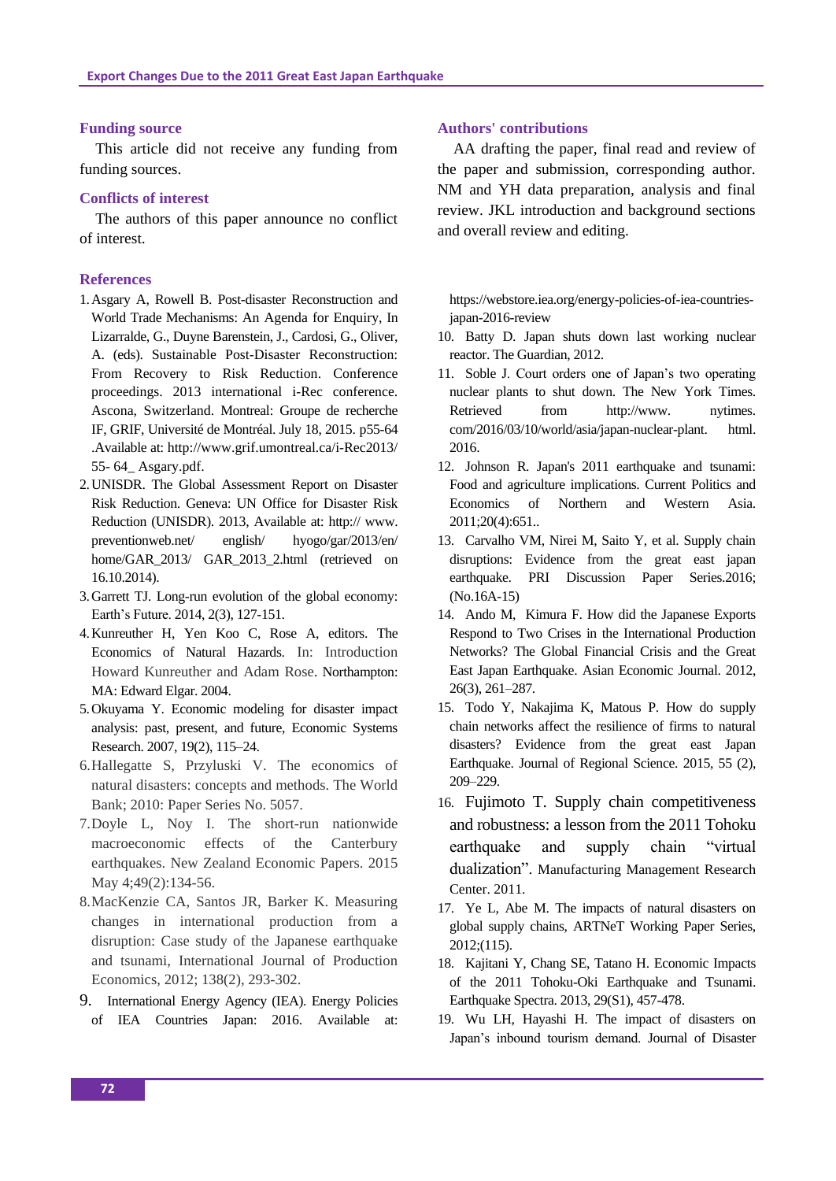## Funding source

This article did not receive any funding from funding sources.

## Conflicts of interest

The authors of this paper announce no conflict of interest.

## Authors' contributions

AA drafting the paper, final read and review of the paper and submission, corresponding author. NM and YH data preparation, analysis and final review. JKL introduction and background sections and overall review and editing.

## References

1. Asgary A, Rowell B. Post-disaster Reconstruction and World Trade Mechanisms: An Agenda for Enquiry, In Lizarralde, G., Duyne Barenstein, J., Cardosi, G., Oliver, A. (eds). Sustainable Post-Disaster Reconstruction: From Recovery to Risk Reduction. Conference proceedings. 2013 international i-Rec conference. Ascona, Switzerland. Montreal: Groupe de recherche IF, GRIF, Université de Montréal. July 18, 2015. p55-64 .Available at: http://www.grif.umontreal.ca/i-Rec2013/ 55- 64_ Asgary.pdf.
2. UNISDR. The Global Assessment Report on Disaster Risk Reduction. Geneva: UN Office for Disaster Risk Reduction (UNISDR). 2013, Available at: http:// www. preventionweb.net/ english/ hyogo/gar/2013/en/ home/GAR_2013/ GAR_2013_2.html (retrieved on 16.10.2014).
3. Garrett TJ. Long-run evolution of the global economy: Earth's Future. 2014, 2(3), 127-151.
4. Kunreuther H, Yen Koo C, Rose A, editors. The Economics of Natural Hazards. In: Introduction Howard Kunreuther and Adam Rose. Northampton: MA: Edward Elgar. 2004.
5. Okuyama Y. Economic modeling for disaster impact analysis: past, present, and future, Economic Systems Research. 2007, 19(2), 115–24.
6. Hallegatte S, Przyluski V. The economics of natural disasters: concepts and methods. The World Bank; 2010: Paper Series No. 5057.
7. Doyle L, Noy I. The short-run nationwide macroeconomic effects of the Canterbury earthquakes. New Zealand Economic Papers. 2015 May 4;49(2):134-56.
8. MacKenzie CA, Santos JR, Barker K. Measuring changes in international production from a disruption: Case study of the Japanese earthquake and tsunami, International Journal of Production Economics, 2012; 138(2), 293-302.
9. International Energy Agency (IEA). Energy Policies of IEA Countries Japan: 2016. Available at: https://webstore.iea.org/energy-policies-of-iea-countries-japan-2016-review
10. Batty D. Japan shuts down last working nuclear reactor. The Guardian, 2012.
11. Soble J. Court orders one of Japan's two operating nuclear plants to shut down. The New York Times. Retrieved from http://www. nytimes. com/2016/03/10/world/asia/japan-nuclear-plant. html. 2016.
12. Johnson R. Japan's 2011 earthquake and tsunami: Food and agriculture implications. Current Politics and Economics of Northern and Western Asia. 2011;20(4):651..
13. Carvalho VM, Nirei M, Saito Y, et al. Supply chain disruptions: Evidence from the great east japan earthquake. PRI Discussion Paper Series.2016; (No.16A-15)
14. Ando M, Kimura F. How did the Japanese Exports Respond to Two Crises in the International Production Networks? The Global Financial Crisis and the Great East Japan Earthquake. Asian Economic Journal. 2012, 26(3), 261–287.
15. Todo Y, Nakajima K, Matous P. How do supply chain networks affect the resilience of firms to natural disasters? Evidence from the great east Japan Earthquake. Journal of Regional Science. 2015, 55 (2), 209–229.
16. Fujimoto T. Supply chain competitiveness and robustness: a lesson from the 2011 Tohoku earthquake and supply chain "virtual dualization". Manufacturing Management Research Center. 2011.
17. Ye L, Abe M. The impacts of natural disasters on global supply chains, ARTNeT Working Paper Series, 2012;(115).
18. Kajitani Y, Chang SE, Tatano H. Economic Impacts of the 2011 Tohoku-Oki Earthquake and Tsunami. Earthquake Spectra. 2013, 29(S1), 457-478.
19. Wu LH, Hayashi H. The impact of disasters on Japan's inbound tourism demand. Journal of Disaster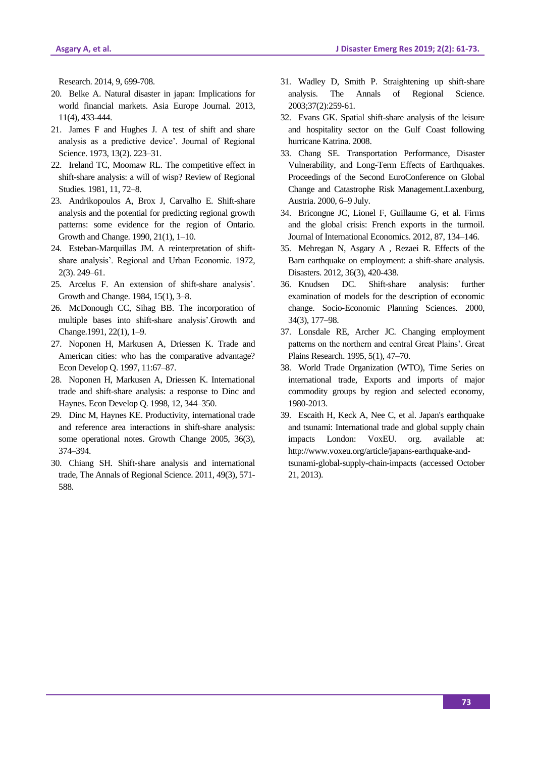Research. 2014, 9, 699-708.

20. Belke A. Natural disaster in japan: Implications for world financial markets. Asia Europe Journal. 2013, 11(4), 433-444.
21. James F and Hughes J. A test of shift and share analysis as a predictive device'. Journal of Regional Science. 1973, 13(2). 223–31.
22. Ireland TC, Moomaw RL. The competitive effect in shift-share analysis: a will of wisp? Review of Regional Studies. 1981, 11, 72–8.
23. Andrikopoulos A, Brox J, Carvalho E. Shift-share analysis and the potential for predicting regional growth patterns: some evidence for the region of Ontario. Growth and Change. 1990, 21(1), 1–10.
24. Esteban-Marquillas JM. A reinterpretation of shift-share analysis'. Regional and Urban Economic. 1972, 2(3). 249–61.
25. Arcelus F. An extension of shift-share analysis'. Growth and Change. 1984, 15(1), 3–8.
26. McDonough CC, Sihag BB. The incorporation of multiple bases into shift-share analysis'.Growth and Change.1991, 22(1), 1–9.
27. Noponen H, Markusen A, Driessen K. Trade and American cities: who has the comparative advantage? Econ Develop Q. 1997, 11:67–87.
28. Noponen H, Markusen A, Driessen K. International trade and shift-share analysis: a response to Dinc and Haynes. Econ Develop Q. 1998, 12, 344–350.
29. Dinc M, Haynes KE. Productivity, international trade and reference area interactions in shift-share analysis: some operational notes. Growth Change 2005, 36(3), 374–394.
30. Chiang SH. Shift-share analysis and international trade, The Annals of Regional Science. 2011, 49(3), 571-588.
31. Wadley D, Smith P. Straightening up shift-share analysis. The Annals of Regional Science. 2003;37(2):259-61.
32. Evans GK. Spatial shift-share analysis of the leisure and hospitality sector on the Gulf Coast following hurricane Katrina. 2008.
33. Chang SE. Transportation Performance, Disaster Vulnerability, and Long-Term Effects of Earthquakes. Proceedings of the Second EuroConference on Global Change and Catastrophe Risk Management.Laxenburg, Austria. 2000, 6–9 July.
34. Bricongne JC, Lionel F, Guillaume G, et al. Firms and the global crisis: French exports in the turmoil. Journal of International Economics. 2012, 87, 134–146.
35. Mehregan N, Asgary A , Rezaei R. Effects of the Bam earthquake on employment: a shift-share analysis. Disasters. 2012, 36(3), 420-438.
36. Knudsen DC. Shift-share analysis: further examination of models for the description of economic change. Socio-Economic Planning Sciences. 2000, 34(3), 177–98.
37. Lonsdale RE, Archer JC. Changing employment patterns on the northern and central Great Plains'. Great Plains Research. 1995, 5(1), 47–70.
38. World Trade Organization (WTO), Time Series on international trade, Exports and imports of major commodity groups by region and selected economy, 1980-2013.
39. Escaith H, Keck A, Nee C, et al. Japan's earthquake and tsunami: International trade and global supply chain impacts London: VoxEU. org. available at: http://www.voxeu.org/article/japans-earthquake-and-tsunami-global-supply-chain-impacts (accessed October 21, 2013).